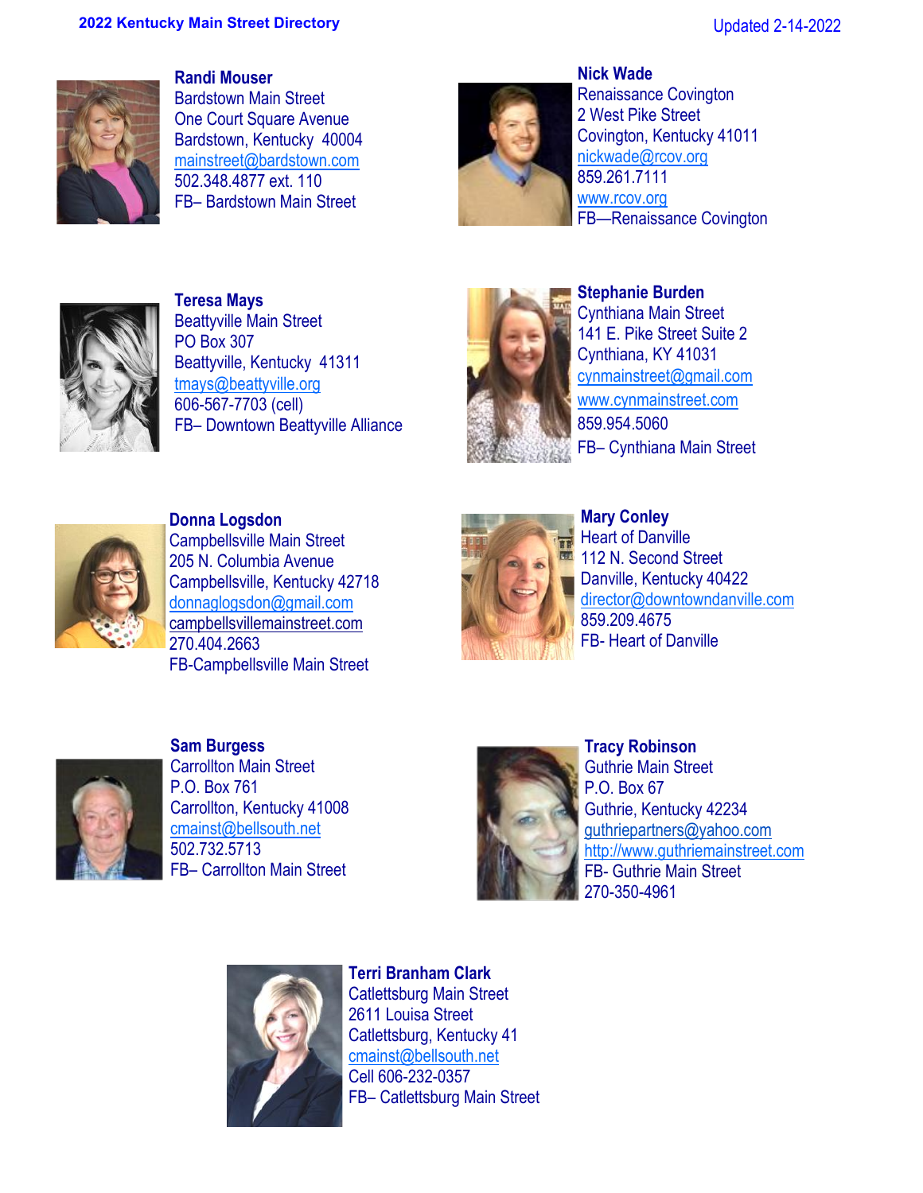**2022 Kentucky Main Street Directory**

Updated 2-14-2022

**Randi Mouser**
Bardstown Main Street
One Court Square Avenue
Bardstown, Kentucky 40004
mainstreet@bardstown.com
502.348.4877 ext. 110
FB– Bardstown Main Street

**Nick Wade**
Renaissance Covington
2 West Pike Street
Covington, Kentucky 41011
nickwade@rcov.org
859.261.7111
www.rcov.org
FB—Renaissance Covington

**Teresa Mays**
Beattyville Main Street
PO Box 307
Beattyville, Kentucky 41311
tmays@beattyville.org
606-567-7703 (cell)
FB– Downtown Beattyville Alliance

**Stephanie Burden**
Cynthiana Main Street
141 E. Pike Street Suite 2
Cynthiana, KY 41031
cynmainstreet@gmail.com
www.cynmainstreet.com
859.954.5060
FB– Cynthiana Main Street

**Donna Logsdon**
Campbellsville Main Street
205 N. Columbia Avenue
Campbellsville, Kentucky 42718
donnaglogsdon@gmail.com
campbellsvillemainstreet.com
270.404.2663
FB-Campbellsville Main Street

**Mary Conley**
Heart of Danville
112 N. Second Street
Danville, Kentucky 40422
director@downtowndanville.com
859.209.4675
FB- Heart of Danville

**Sam Burgess**
Carrollton Main Street
P.O. Box 761
Carrollton, Kentucky 41008
cmainst@bellsouth.net
502.732.5713
FB– Carrollton Main Street

**Tracy Robinson**
Guthrie Main Street
P.O. Box 67
Guthrie, Kentucky 42234
guthriepartners@yahoo.com
http://www.guthriemainstreet.com
FB- Guthrie Main Street
270-350-4961

**Terri Branham Clark**
Catlettsburg Main Street
2611 Louisa Street
Catlettsburg, Kentucky 41
cmainst@bellsouth.net
Cell 606-232-0357
FB– Catlettsburg Main Street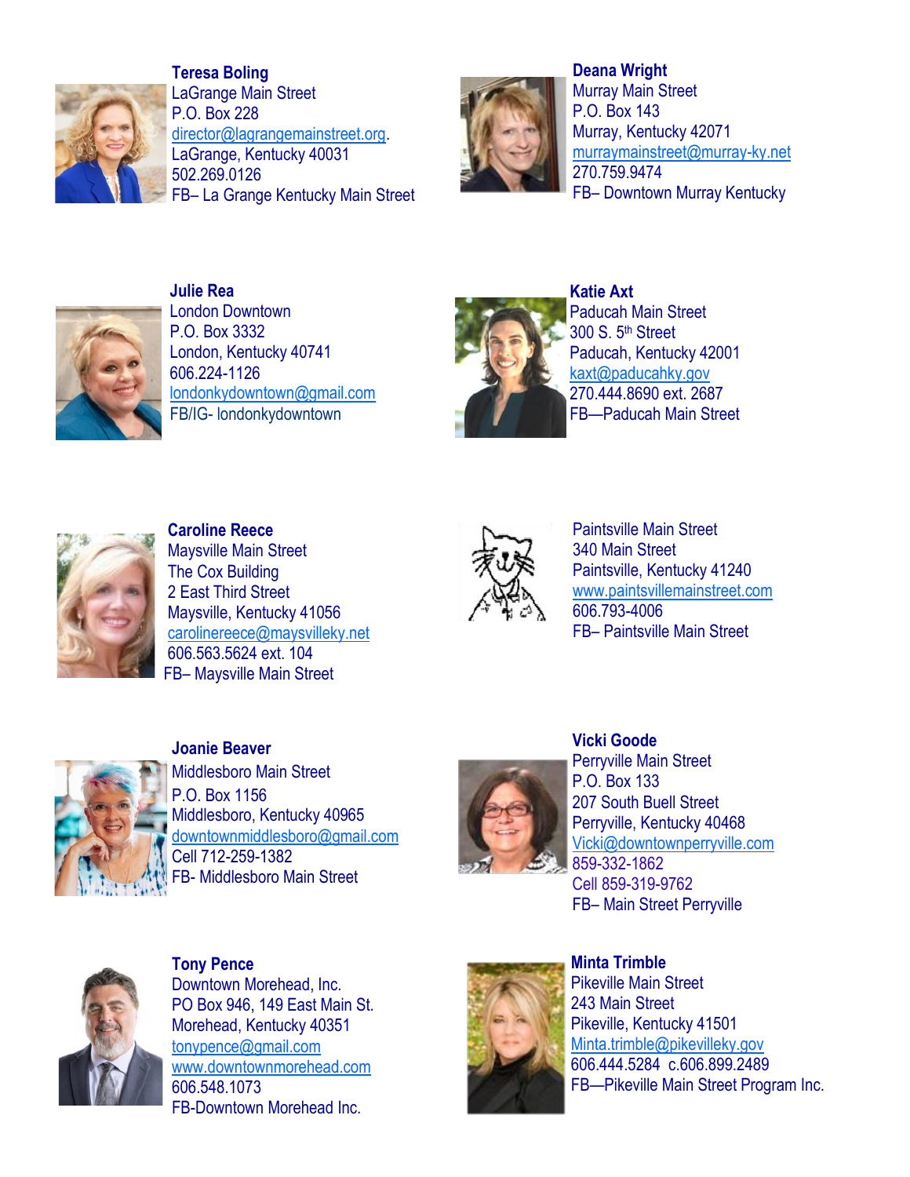**Teresa Boling**
LaGrange Main Street
P.O. Box 228
director@lagrangemainstreet.org.
LaGrange, Kentucky 40031
502.269.0126
FB– La Grange Kentucky Main Street

**Deana Wright**
Murray Main Street
P.O. Box 143
Murray, Kentucky 42071
murraymainstreet@murray-ky.net
270.759.9474
FB– Downtown Murray Kentucky

**Julie Rea**
London Downtown
P.O. Box 3332
London, Kentucky 40741
606.224-1126
londonkydowntown@gmail.com
FB/IG- londonkydowntown

**Katie Axt**
Paducah Main Street
300 S. 5th Street
Paducah, Kentucky 42001
kaxt@paducahky.gov
270.444.8690 ext. 2687
FB—Paducah Main Street

**Caroline Reece**
Maysville Main Street
The Cox Building
2 East Third Street
Maysville, Kentucky 41056
carolinereece@maysvilleky.net
606.563.5624 ext. 104
FB– Maysville Main Street

Paintsville Main Street
340 Main Street
Paintsville, Kentucky 41240
www.paintsvillemainstreet.com
606.793-4006
FB– Paintsville Main Street

**Joanie Beaver**
Middlesboro Main Street
P.O. Box 1156
Middlesboro, Kentucky 40965
downtownmiddlesboro@gmail.com
Cell 712-259-1382
FB- Middlesboro Main Street

**Vicki Goode**
Perryville Main Street
P.O. Box 133
207 South Buell Street
Perryville, Kentucky 40468
Vicki@downtownperryville.com
859-332-1862
Cell 859-319-9762
FB– Main Street Perryville

**Tony Pence**
Downtown Morehead, Inc.
PO Box 946, 149 East Main St.
Morehead, Kentucky 40351
tonypence@gmail.com
www.downtownmorehead.com
606.548.1073
FB-Downtown Morehead Inc.

**Minta Trimble**
Pikeville Main Street
243 Main Street
Pikeville, Kentucky 41501
Minta.trimble@pikevilleky.gov
606.444.5284 c.606.899.2489
FB—Pikeville Main Street Program Inc.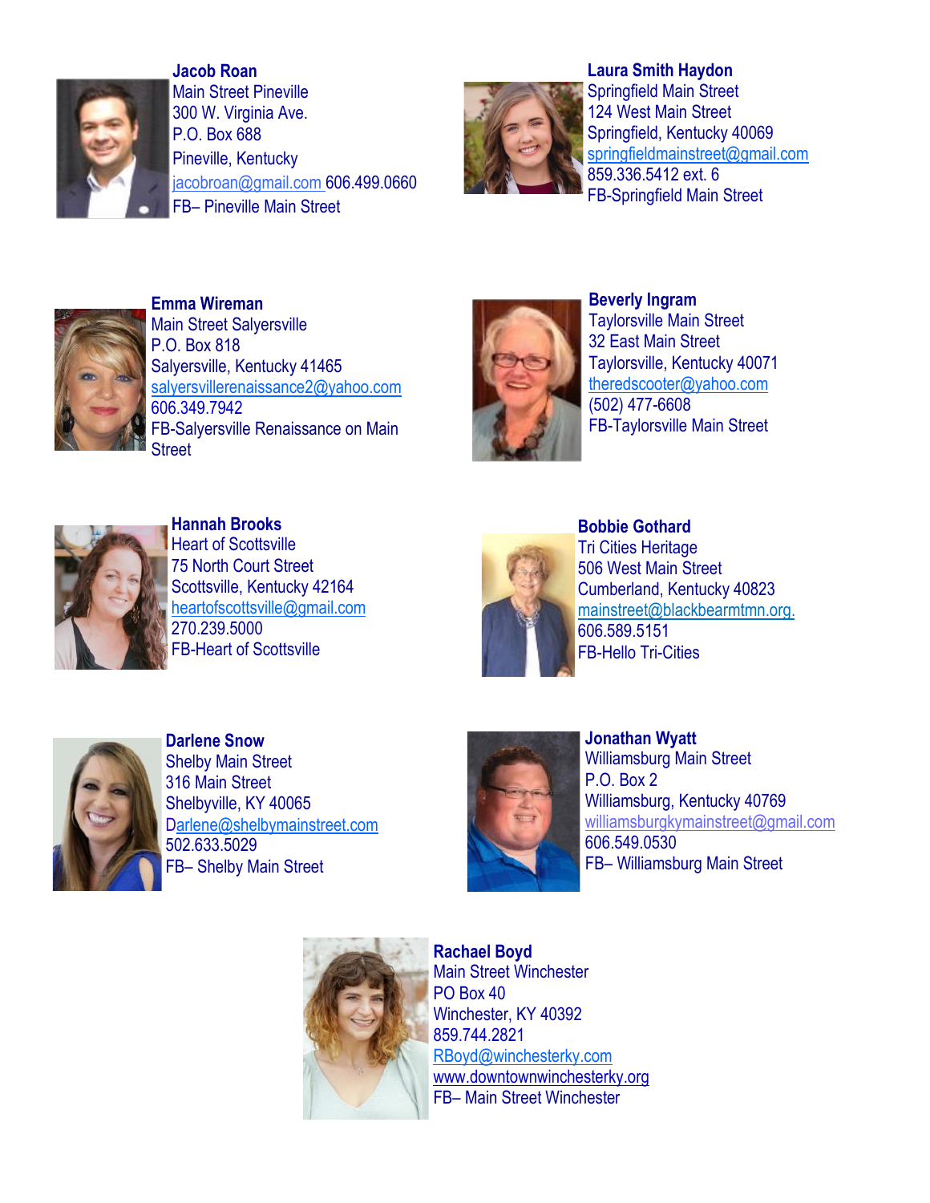**Jacob Roan**
Main Street Pineville
300 W. Virginia Ave.
P.O. Box 688
Pineville, Kentucky
jacobroan@gmail.com 606.499.0660
FB– Pineville Main Street

**Laura Smith Haydon**
Springfield Main Street
124 West Main Street
Springfield, Kentucky 40069
springfieldmainstreet@gmail.com
859.336.5412 ext. 6
FB-Springfield Main Street

**Emma Wireman**
Main Street Salyersville
P.O. Box 818
Salyersville, Kentucky 41465
salyersvillerenaissance2@yahoo.com
606.349.7942
FB-Salyersville Renaissance on Main Street

**Beverly Ingram**
Taylorsville Main Street
32 East Main Street
Taylorsville, Kentucky 40071
theredscooter@yahoo.com
(502) 477-6608
FB-Taylorsville Main Street

**Hannah Brooks**
Heart of Scottsville
75 North Court Street
Scottsville, Kentucky 42164
heartofscottsville@gmail.com
270.239.5000
FB-Heart of Scottsville

**Bobbie Gothard**
Tri Cities Heritage
506 West Main Street
Cumberland, Kentucky 40823
mainstreet@blackbearmtmn.org.
606.589.5151
FB-Hello Tri-Cities

**Darlene Snow**
Shelby Main Street
316 Main Street
Shelbyville, KY 40065
Darlene@shelbymainstreet.com
502.633.5029
FB– Shelby Main Street

**Jonathan Wyatt**
Williamsburg Main Street
P.O. Box 2
Williamsburg, Kentucky 40769
williamsburgkymainstreet@gmail.com
606.549.0530
FB– Williamsburg Main Street

**Rachael Boyd**
Main Street Winchester
PO Box 40
Winchester, KY 40392
859.744.2821
RBoyd@winchesterky.com
www.downtownwinchesterky.org
FB– Main Street Winchester